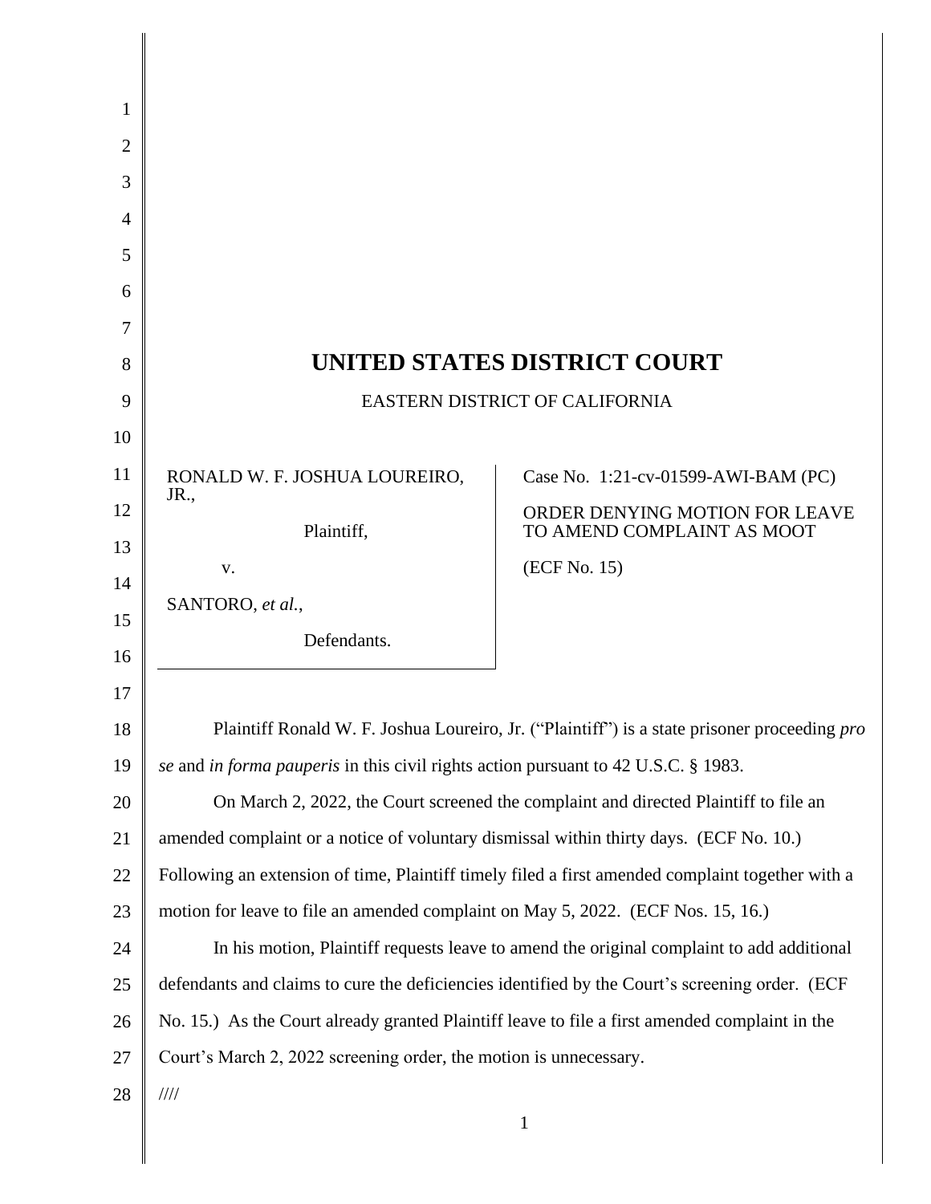# UNITED STATES DISTRICT COURT

EASTERN DISTRICT OF CALIFORNIA

RONALD W. F. JOSHUA LOUREIRO, JR.,

Plaintiff,

v.

SANTORO, *et al.*,

Defendants.

Case No. 1:21-cv-01599-AWI-BAM (PC)

ORDER DENYING MOTION FOR LEAVE TO AMEND COMPLAINT AS MOOT

(ECF No. 15)

Plaintiff Ronald W. F. Joshua Loureiro, Jr. ("Plaintiff") is a state prisoner proceeding *pro se* and *in forma pauperis* in this civil rights action pursuant to 42 U.S.C. § 1983.

On March 2, 2022, the Court screened the complaint and directed Plaintiff to file an amended complaint or a notice of voluntary dismissal within thirty days. (ECF No. 10.) Following an extension of time, Plaintiff timely filed a first amended complaint together with a motion for leave to file an amended complaint on May 5, 2022. (ECF Nos. 15, 16.)

In his motion, Plaintiff requests leave to amend the original complaint to add additional defendants and claims to cure the deficiencies identified by the Court's screening order. (ECF No. 15.) As the Court already granted Plaintiff leave to file a first amended complaint in the Court's March 2, 2022 screening order, the motion is unnecessary.

////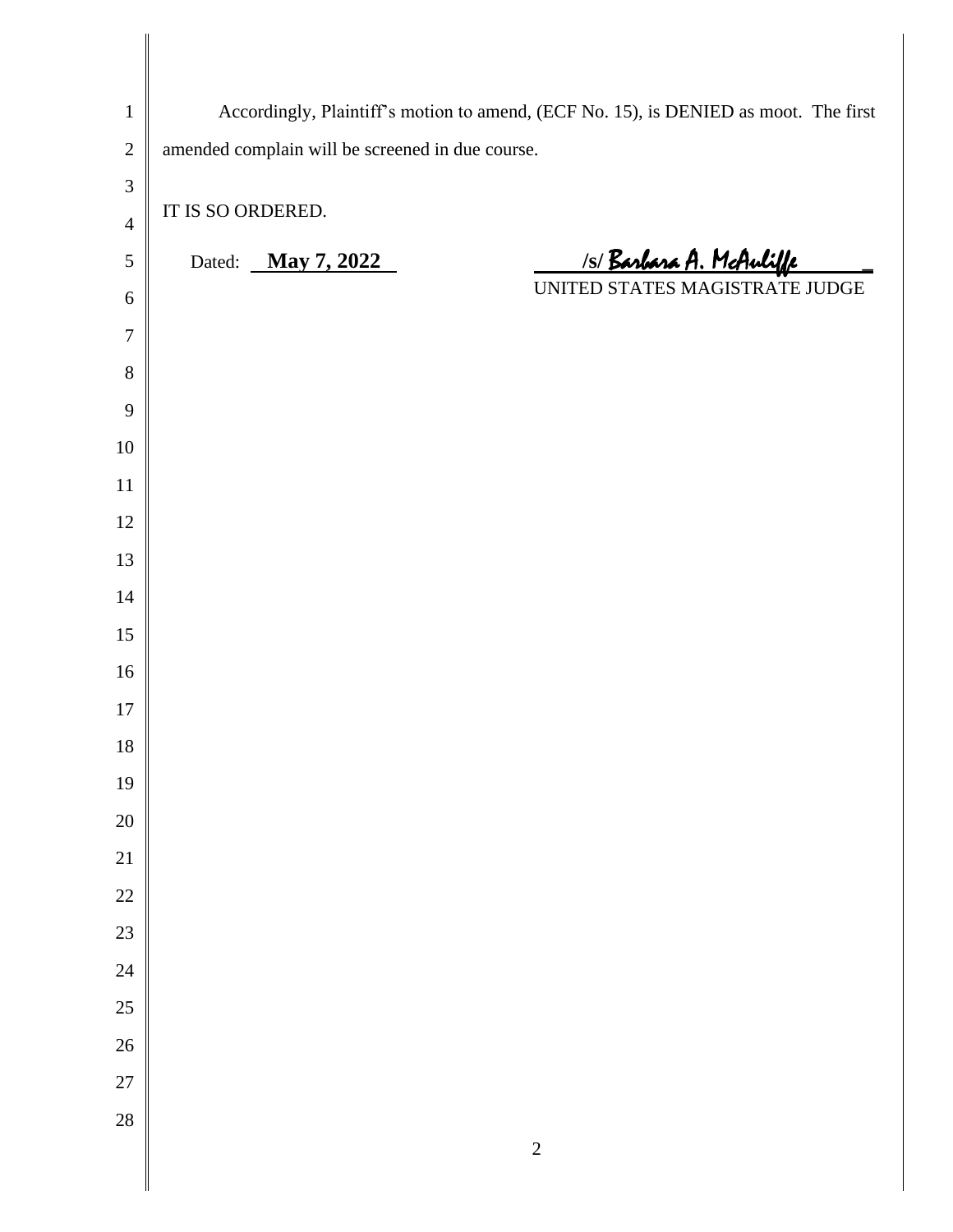Accordingly, Plaintiff's motion to amend, (ECF No. 15), is DENIED as moot. The first amended complain will be screened in due course.

IT IS SO ORDERED.

Dated: **May 7, 2022**

**/s/** *Barbara A. McAuliffe*

UNITED STATES MAGISTRATE JUDGE